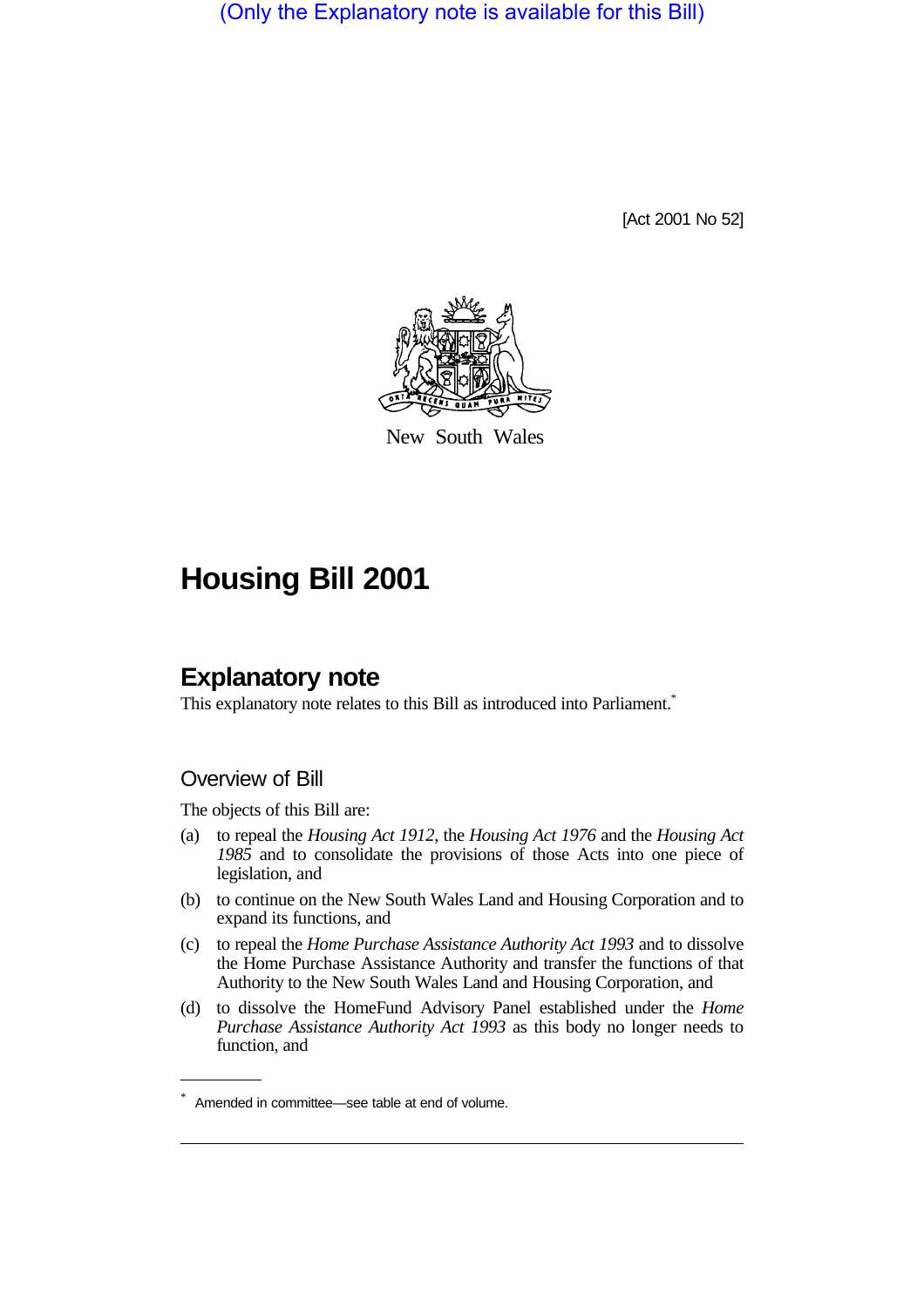(Only the Explanatory note is available for this Bill)

[Act 2001 No 52]

New South Wales

# Housing Bill 2001

## Explanatory note

This explanatory note relates to this Bill as introduced into Parliament.*

### Overview of Bill

The objects of this Bill are:

(a) to repeal the *Housing Act 1912*, the *Housing Act 1976* and the *Housing Act 1985* and to consolidate the provisions of those Acts into one piece of legislation, and

(b) to continue on the New South Wales Land and Housing Corporation and to expand its functions, and

(c) to repeal the *Home Purchase Assistance Authority Act 1993* and to dissolve the Home Purchase Assistance Authority and transfer the functions of that Authority to the New South Wales Land and Housing Corporation, and

(d) to dissolve the HomeFund Advisory Panel established under the *Home Purchase Assistance Authority Act 1993* as this body no longer needs to function, and

* Amended in committee—see table at end of volume.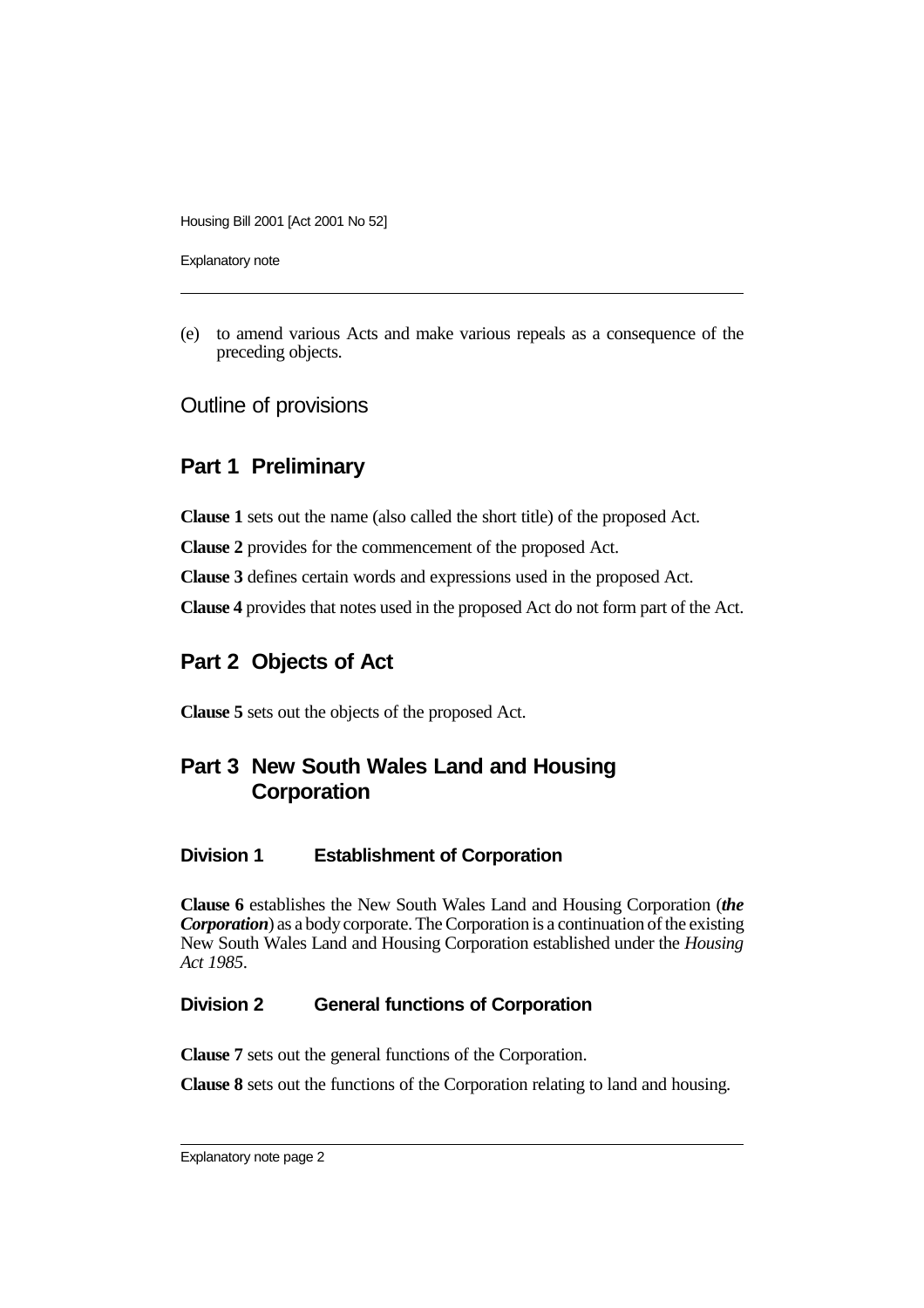(e) to amend various Acts and make various repeals as a consequence of the preceding objects.

## Outline of provisions

## Part 1 Preliminary

**Clause 1** sets out the name (also called the short title) of the proposed Act.

**Clause 2** provides for the commencement of the proposed Act.

**Clause 3** defines certain words and expressions used in the proposed Act.

**Clause 4** provides that notes used in the proposed Act do not form part of the Act.

## Part 2 Objects of Act

**Clause 5** sets out the objects of the proposed Act.

## Part 3 New South Wales Land and Housing Corporation

### Division 1 Establishment of Corporation

**Clause 6** establishes the New South Wales Land and Housing Corporation (***the Corporation***) as a body corporate. The Corporation is a continuation of the existing New South Wales Land and Housing Corporation established under the *Housing Act 1985*.

### Division 2 General functions of Corporation

**Clause 7** sets out the general functions of the Corporation.

**Clause 8** sets out the functions of the Corporation relating to land and housing.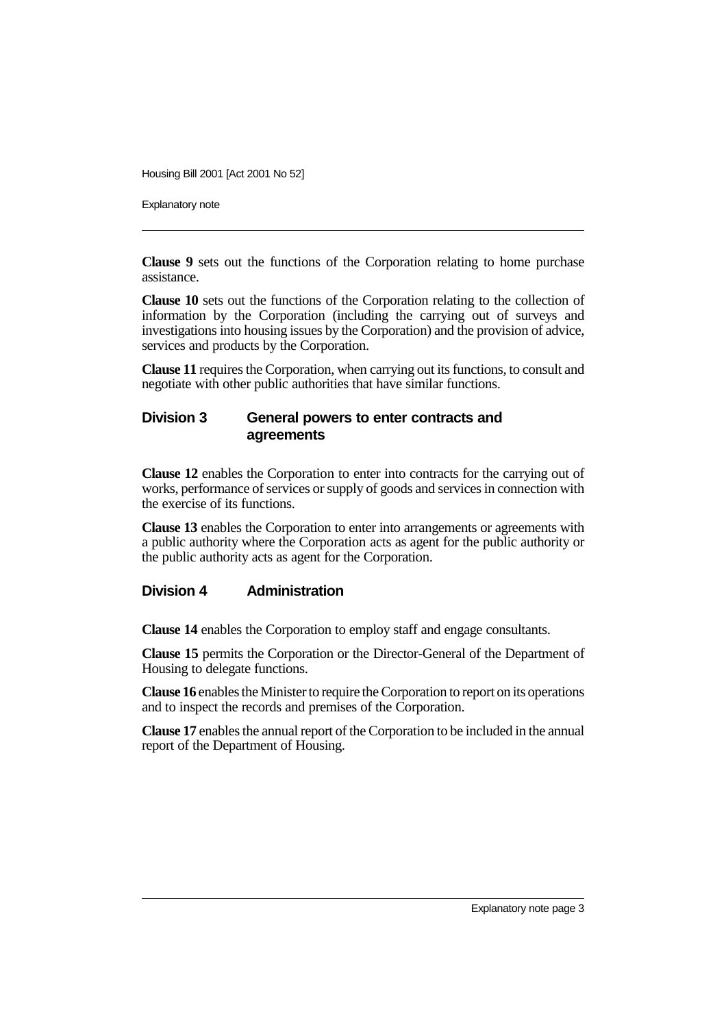**Clause 9** sets out the functions of the Corporation relating to home purchase assistance.

**Clause 10** sets out the functions of the Corporation relating to the collection of information by the Corporation (including the carrying out of surveys and investigations into housing issues by the Corporation) and the provision of advice, services and products by the Corporation.

**Clause 11** requires the Corporation, when carrying out its functions, to consult and negotiate with other public authorities that have similar functions.

## Division 3 General powers to enter contracts and agreements

**Clause 12** enables the Corporation to enter into contracts for the carrying out of works, performance of services or supply of goods and services in connection with the exercise of its functions.

**Clause 13** enables the Corporation to enter into arrangements or agreements with a public authority where the Corporation acts as agent for the public authority or the public authority acts as agent for the Corporation.

## Division 4 Administration

**Clause 14** enables the Corporation to employ staff and engage consultants.

**Clause 15** permits the Corporation or the Director-General of the Department of Housing to delegate functions.

**Clause 16** enables the Minister to require the Corporation to report on its operations and to inspect the records and premises of the Corporation.

**Clause 17** enables the annual report of the Corporation to be included in the annual report of the Department of Housing.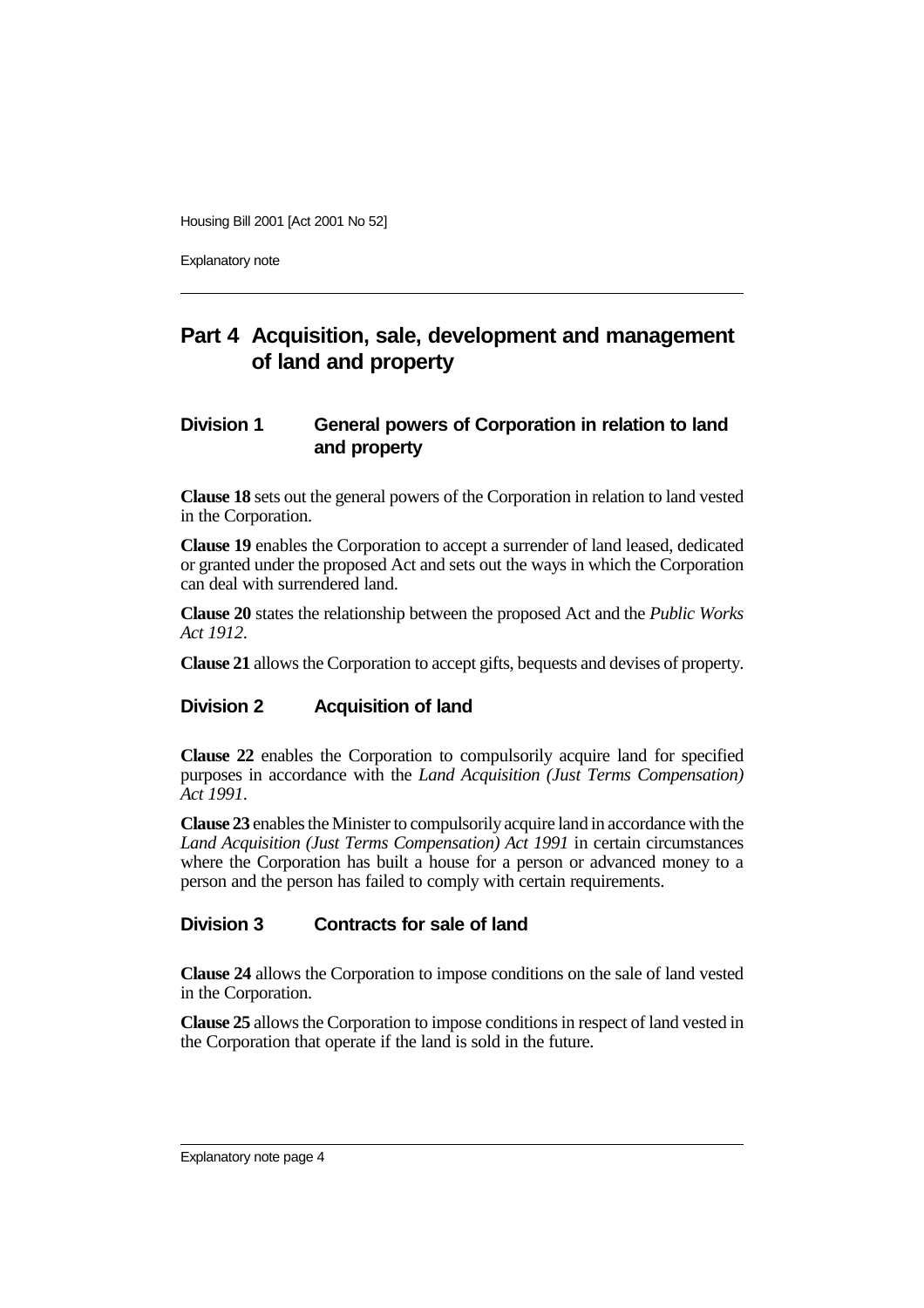## Part 4 Acquisition, sale, development and management of land and property

### Division 1 General powers of Corporation in relation to land and property

**Clause 18** sets out the general powers of the Corporation in relation to land vested in the Corporation.

**Clause 19** enables the Corporation to accept a surrender of land leased, dedicated or granted under the proposed Act and sets out the ways in which the Corporation can deal with surrendered land.

**Clause 20** states the relationship between the proposed Act and the *Public Works Act 1912*.

**Clause 21** allows the Corporation to accept gifts, bequests and devises of property.

### Division 2 Acquisition of land

**Clause 22** enables the Corporation to compulsorily acquire land for specified purposes in accordance with the *Land Acquisition (Just Terms Compensation) Act 1991*.

**Clause 23** enables the Minister to compulsorily acquire land in accordance with the *Land Acquisition (Just Terms Compensation) Act 1991* in certain circumstances where the Corporation has built a house for a person or advanced money to a person and the person has failed to comply with certain requirements.

### Division 3 Contracts for sale of land

**Clause 24** allows the Corporation to impose conditions on the sale of land vested in the Corporation.

**Clause 25** allows the Corporation to impose conditions in respect of land vested in the Corporation that operate if the land is sold in the future.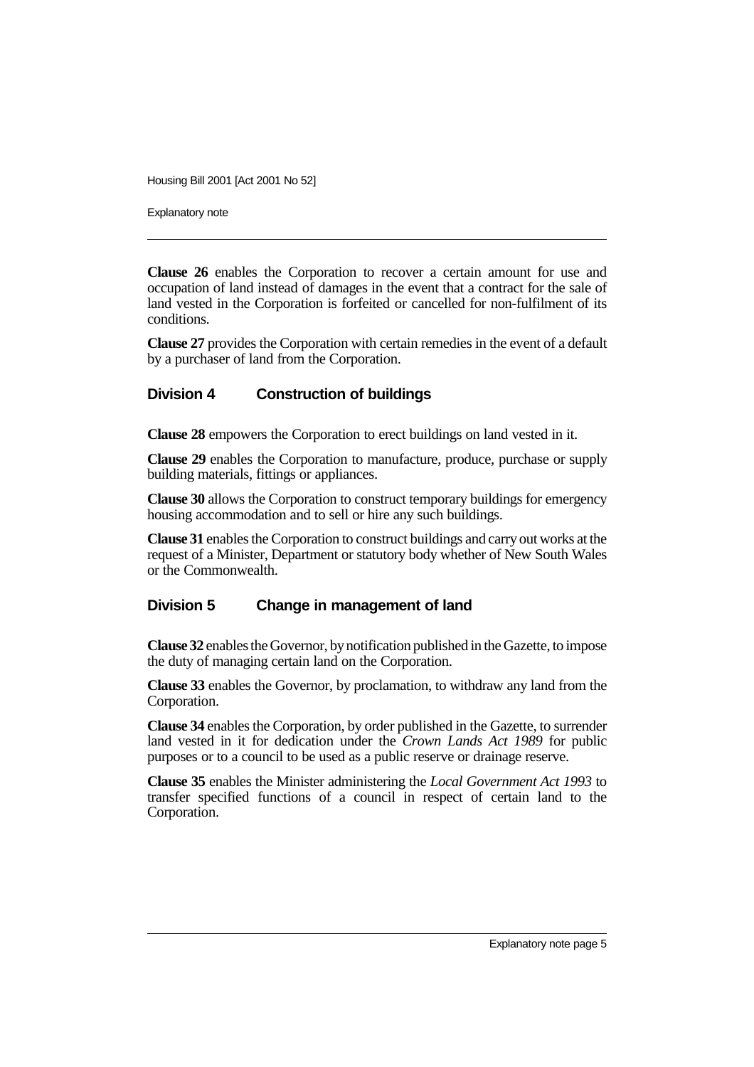**Clause 26** enables the Corporation to recover a certain amount for use and occupation of land instead of damages in the event that a contract for the sale of land vested in the Corporation is forfeited or cancelled for non-fulfilment of its conditions.

**Clause 27** provides the Corporation with certain remedies in the event of a default by a purchaser of land from the Corporation.

## Division 4 Construction of buildings

**Clause 28** empowers the Corporation to erect buildings on land vested in it.

**Clause 29** enables the Corporation to manufacture, produce, purchase or supply building materials, fittings or appliances.

**Clause 30** allows the Corporation to construct temporary buildings for emergency housing accommodation and to sell or hire any such buildings.

**Clause 31** enables the Corporation to construct buildings and carry out works at the request of a Minister, Department or statutory body whether of New South Wales or the Commonwealth.

## Division 5 Change in management of land

**Clause 32** enables the Governor, by notification published in the Gazette, to impose the duty of managing certain land on the Corporation.

**Clause 33** enables the Governor, by proclamation, to withdraw any land from the Corporation.

**Clause 34** enables the Corporation, by order published in the Gazette, to surrender land vested in it for dedication under the *Crown Lands Act 1989* for public purposes or to a council to be used as a public reserve or drainage reserve.

**Clause 35** enables the Minister administering the *Local Government Act 1993* to transfer specified functions of a council in respect of certain land to the Corporation.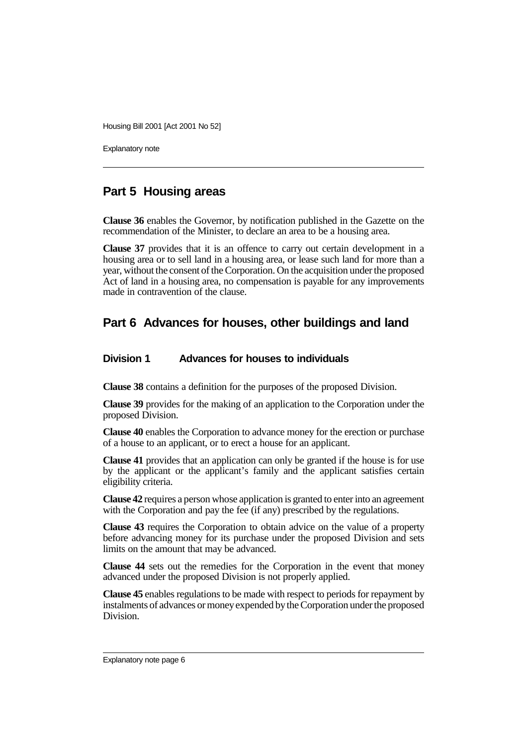## Part 5 Housing areas

**Clause 36** enables the Governor, by notification published in the Gazette on the recommendation of the Minister, to declare an area to be a housing area.

**Clause 37** provides that it is an offence to carry out certain development in a housing area or to sell land in a housing area, or lease such land for more than a year, without the consent of the Corporation. On the acquisition under the proposed Act of land in a housing area, no compensation is payable for any improvements made in contravention of the clause.

## Part 6 Advances for houses, other buildings and land

### Division 1 Advances for houses to individuals

**Clause 38** contains a definition for the purposes of the proposed Division.

**Clause 39** provides for the making of an application to the Corporation under the proposed Division.

**Clause 40** enables the Corporation to advance money for the erection or purchase of a house to an applicant, or to erect a house for an applicant.

**Clause 41** provides that an application can only be granted if the house is for use by the applicant or the applicant's family and the applicant satisfies certain eligibility criteria.

**Clause 42** requires a person whose application is granted to enter into an agreement with the Corporation and pay the fee (if any) prescribed by the regulations.

**Clause 43** requires the Corporation to obtain advice on the value of a property before advancing money for its purchase under the proposed Division and sets limits on the amount that may be advanced.

**Clause 44** sets out the remedies for the Corporation in the event that money advanced under the proposed Division is not properly applied.

**Clause 45** enables regulations to be made with respect to periods for repayment by instalments of advances or money expended by the Corporation under the proposed Division.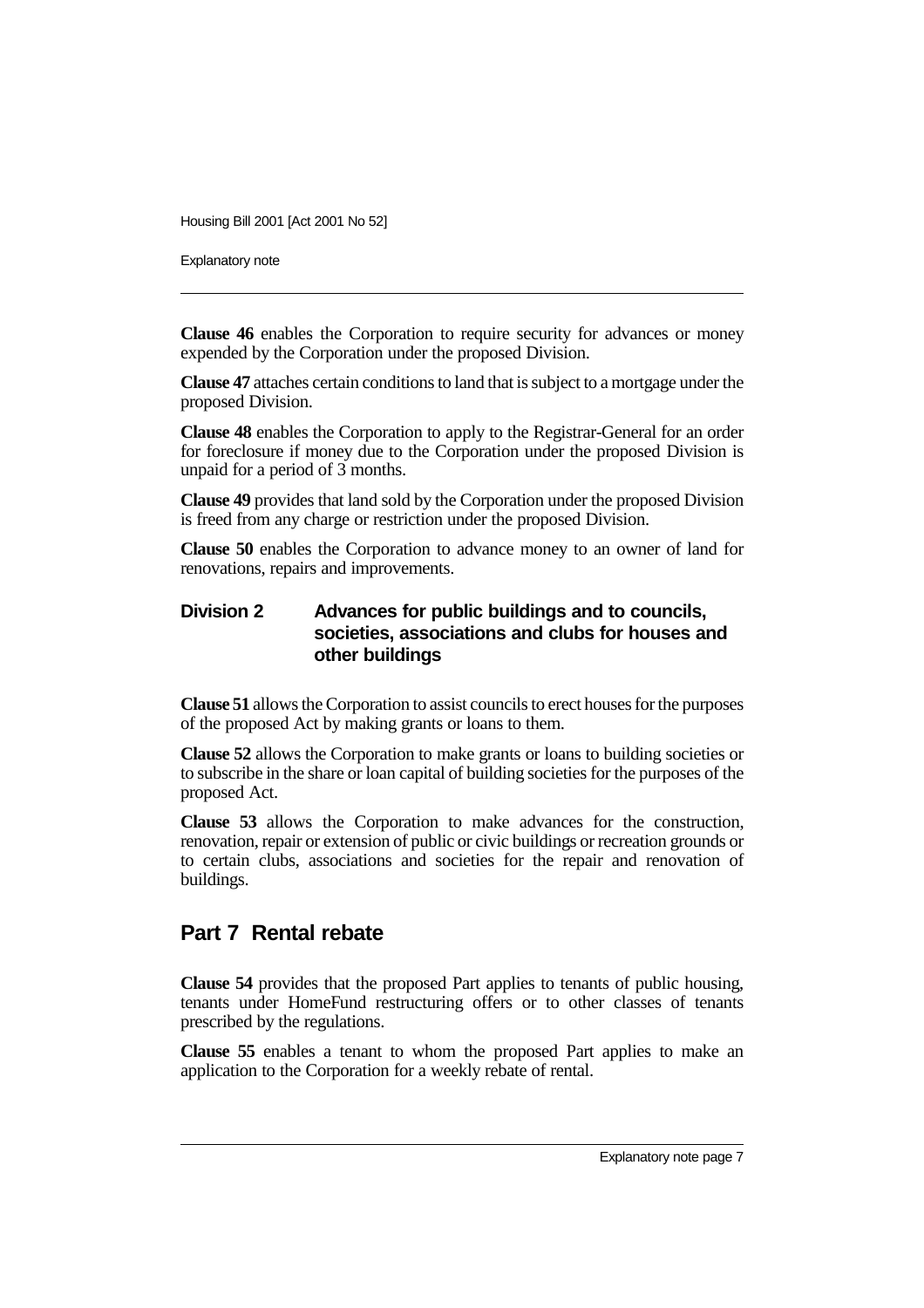**Clause 46** enables the Corporation to require security for advances or money expended by the Corporation under the proposed Division.

**Clause 47** attaches certain conditions to land that is subject to a mortgage under the proposed Division.

**Clause 48** enables the Corporation to apply to the Registrar-General for an order for foreclosure if money due to the Corporation under the proposed Division is unpaid for a period of 3 months.

**Clause 49** provides that land sold by the Corporation under the proposed Division is freed from any charge or restriction under the proposed Division.

**Clause 50** enables the Corporation to advance money to an owner of land for renovations, repairs and improvements.

### Division 2 Advances for public buildings and to councils, societies, associations and clubs for houses and other buildings

**Clause 51** allows the Corporation to assist councils to erect houses for the purposes of the proposed Act by making grants or loans to them.

**Clause 52** allows the Corporation to make grants or loans to building societies or to subscribe in the share or loan capital of building societies for the purposes of the proposed Act.

**Clause 53** allows the Corporation to make advances for the construction, renovation, repair or extension of public or civic buildings or recreation grounds or to certain clubs, associations and societies for the repair and renovation of buildings.

## Part 7 Rental rebate

**Clause 54** provides that the proposed Part applies to tenants of public housing, tenants under HomeFund restructuring offers or to other classes of tenants prescribed by the regulations.

**Clause 55** enables a tenant to whom the proposed Part applies to make an application to the Corporation for a weekly rebate of rental.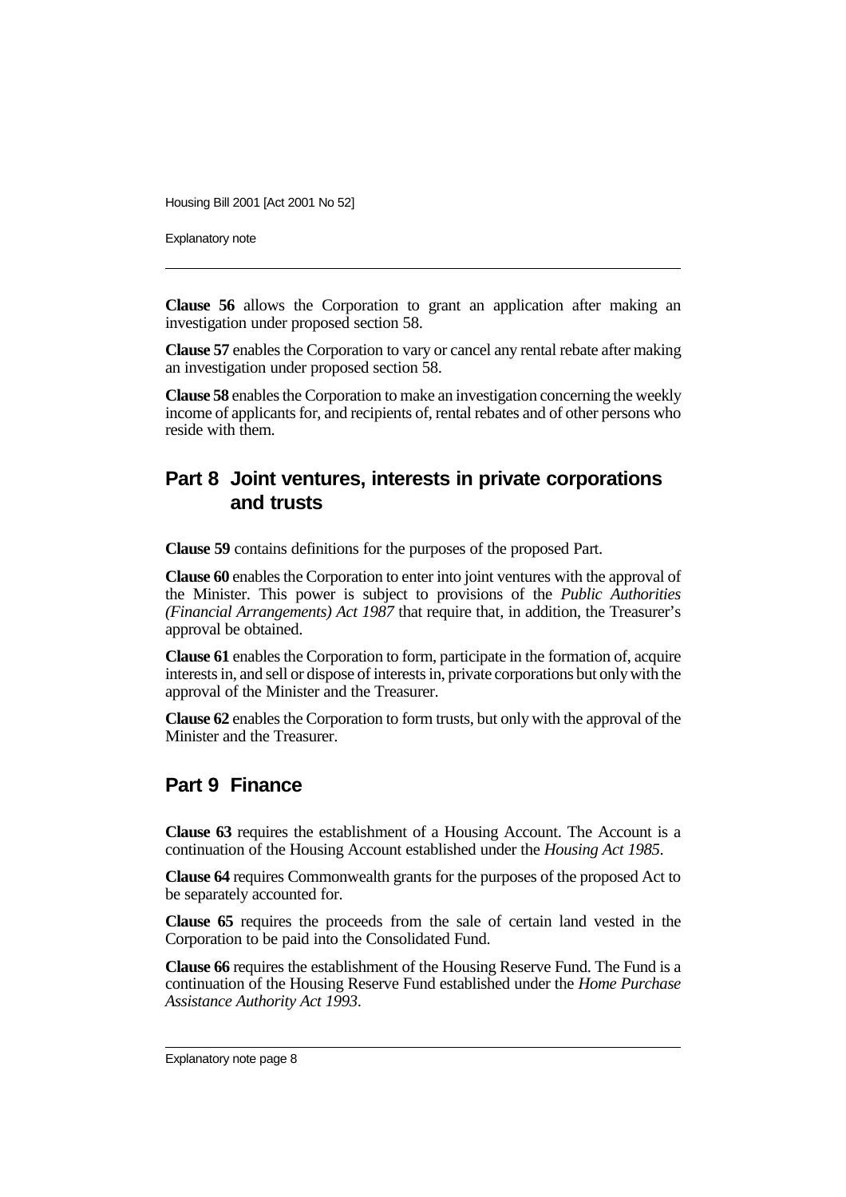**Clause 56** allows the Corporation to grant an application after making an investigation under proposed section 58.

**Clause 57** enables the Corporation to vary or cancel any rental rebate after making an investigation under proposed section 58.

**Clause 58** enables the Corporation to make an investigation concerning the weekly income of applicants for, and recipients of, rental rebates and of other persons who reside with them.

## Part 8 Joint ventures, interests in private corporations and trusts

**Clause 59** contains definitions for the purposes of the proposed Part.

**Clause 60** enables the Corporation to enter into joint ventures with the approval of the Minister. This power is subject to provisions of the *Public Authorities (Financial Arrangements) Act 1987* that require that, in addition, the Treasurer's approval be obtained.

**Clause 61** enables the Corporation to form, participate in the formation of, acquire interests in, and sell or dispose of interests in, private corporations but only with the approval of the Minister and the Treasurer.

**Clause 62** enables the Corporation to form trusts, but only with the approval of the Minister and the Treasurer.

## Part 9 Finance

**Clause 63** requires the establishment of a Housing Account. The Account is a continuation of the Housing Account established under the *Housing Act 1985*.

**Clause 64** requires Commonwealth grants for the purposes of the proposed Act to be separately accounted for.

**Clause 65** requires the proceeds from the sale of certain land vested in the Corporation to be paid into the Consolidated Fund.

**Clause 66** requires the establishment of the Housing Reserve Fund. The Fund is a continuation of the Housing Reserve Fund established under the *Home Purchase Assistance Authority Act 1993*.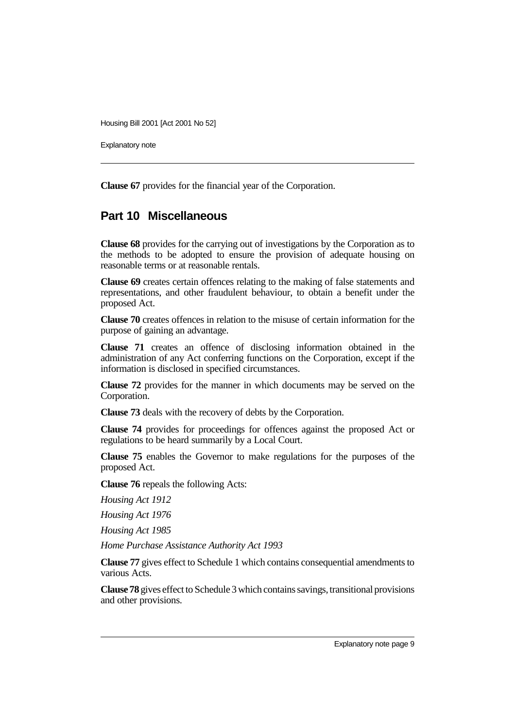**Clause 67** provides for the financial year of the Corporation.

## Part 10 Miscellaneous

**Clause 68** provides for the carrying out of investigations by the Corporation as to the methods to be adopted to ensure the provision of adequate housing on reasonable terms or at reasonable rentals.

**Clause 69** creates certain offences relating to the making of false statements and representations, and other fraudulent behaviour, to obtain a benefit under the proposed Act.

**Clause 70** creates offences in relation to the misuse of certain information for the purpose of gaining an advantage.

**Clause 71** creates an offence of disclosing information obtained in the administration of any Act conferring functions on the Corporation, except if the information is disclosed in specified circumstances.

**Clause 72** provides for the manner in which documents may be served on the Corporation.

**Clause 73** deals with the recovery of debts by the Corporation.

**Clause 74** provides for proceedings for offences against the proposed Act or regulations to be heard summarily by a Local Court.

**Clause 75** enables the Governor to make regulations for the purposes of the proposed Act.

**Clause 76** repeals the following Acts:

*Housing Act 1912*

*Housing Act 1976*

*Housing Act 1985*

*Home Purchase Assistance Authority Act 1993*

**Clause 77** gives effect to Schedule 1 which contains consequential amendments to various Acts.

**Clause 78** gives effect to Schedule 3 which contains savings, transitional provisions and other provisions.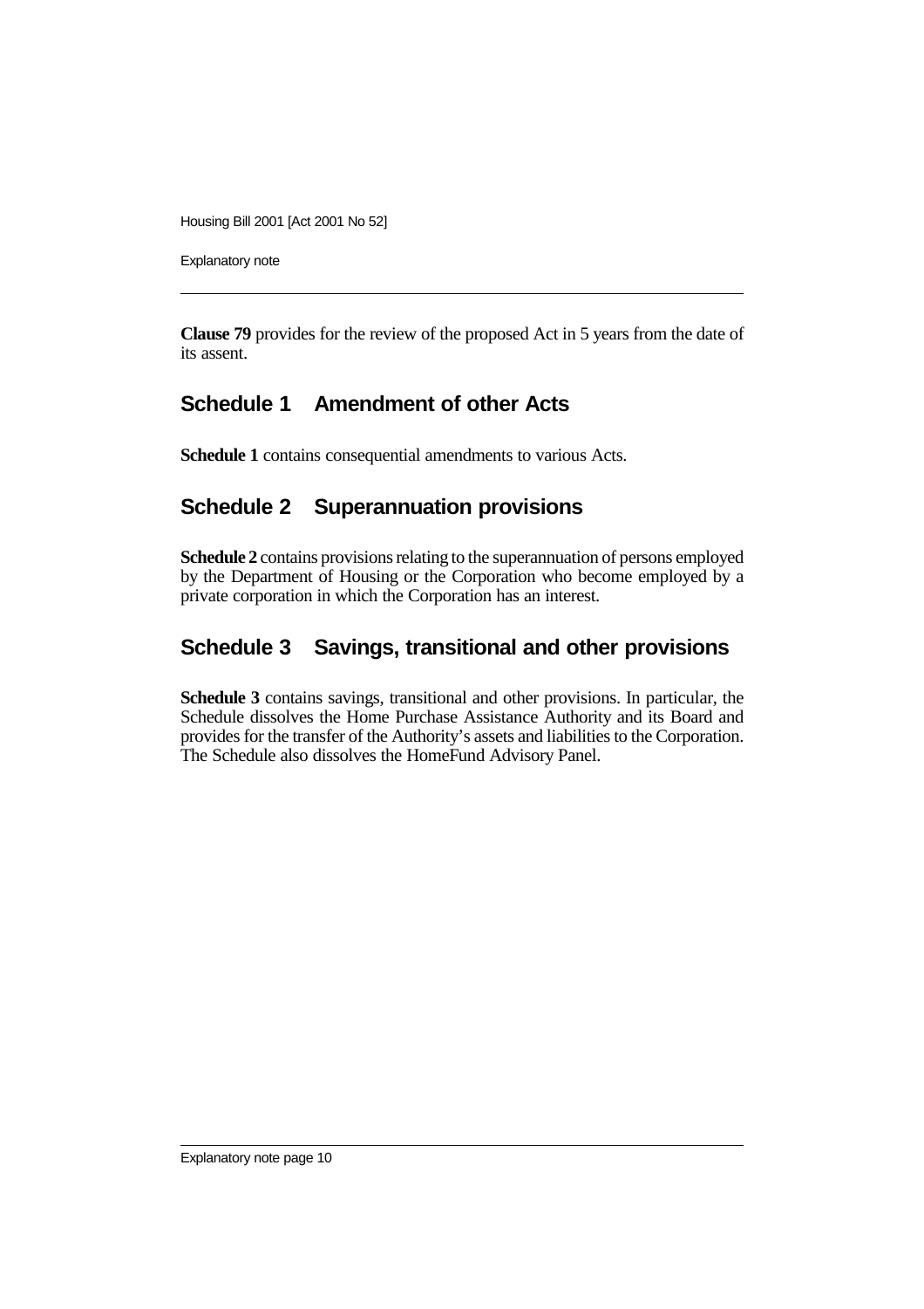**Clause 79** provides for the review of the proposed Act in 5 years from the date of its assent.

## Schedule 1 Amendment of other Acts

**Schedule 1** contains consequential amendments to various Acts.

## Schedule 2 Superannuation provisions

**Schedule 2** contains provisions relating to the superannuation of persons employed by the Department of Housing or the Corporation who become employed by a private corporation in which the Corporation has an interest.

## Schedule 3 Savings, transitional and other provisions

**Schedule 3** contains savings, transitional and other provisions. In particular, the Schedule dissolves the Home Purchase Assistance Authority and its Board and provides for the transfer of the Authority's assets and liabilities to the Corporation. The Schedule also dissolves the HomeFund Advisory Panel.